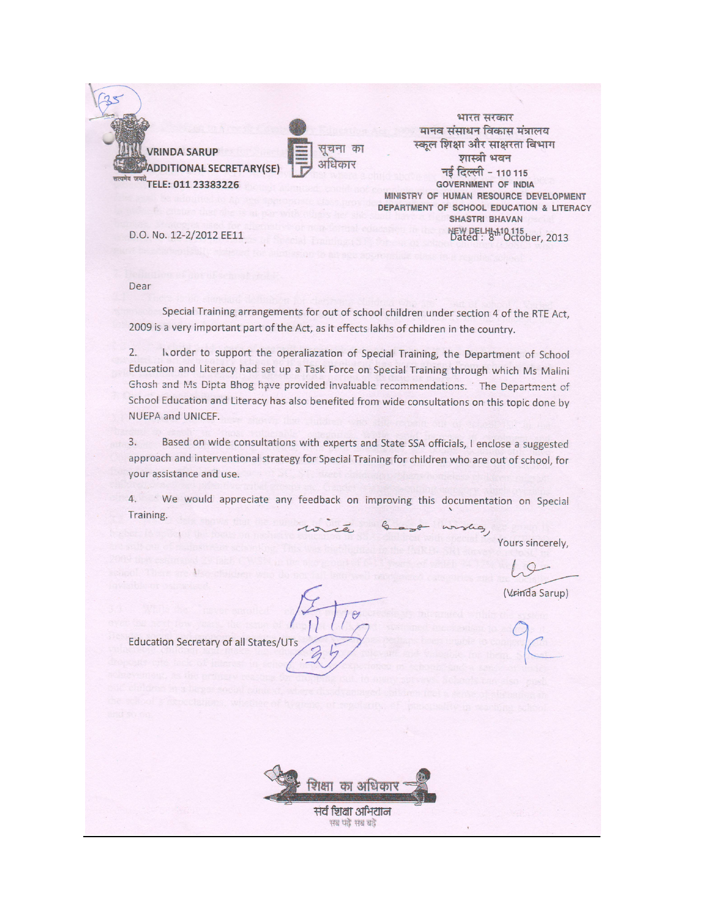**VRINDA SARUP**
**ADDITIONAL SECRETARY(SE)**
सत्यमेव जयते
**TELE: 011 23383226**

सूचना का अधिकार

भारत सरकार
मानव संसाधन विकास मंत्रालय
स्कूल शिक्षा और साक्षरता विभाग
शास्त्री भवन
नई दिल्ली – 110 115
GOVERNMENT OF INDIA
MINISTRY OF HUMAN RESOURCE DEVELOPMENT
DEPARTMENT OF SCHOOL EDUCATION & LITERACY
SHASTRI BHAVAN
NEW DELHI-110 115

D.O. No. 12-2/2012 EE11

Dated : 8th October, 2013

Dear

Special Training arrangements for out of school children under section 4 of the RTE Act, 2009 is a very important part of the Act, as it effects lakhs of children in the country.

2. In order to support the operaliazation of Special Training, the Department of School Education and Literacy had set up a Task Force on Special Training through which Ms Malini Ghosh and Ms Dipta Bhog have provided invaluable recommendations. The Department of School Education and Literacy has also benefited from wide consultations on this topic done by NUEPA and UNICEF.

3. Based on wide consultations with experts and State SSA officials, I enclose a suggested approach and interventional strategy for Special Training for children who are out of school, for your assistance and use.

4. We would appreciate any feedback on improving this documentation on Special Training.

with best wishes,

Yours sincerely,

(Vrinda Sarup)

Education Secretary of all States/UTs

शिक्षा का अधिकार
सर्व शिक्षा अभियान
सब पढ़ें सब बढ़ें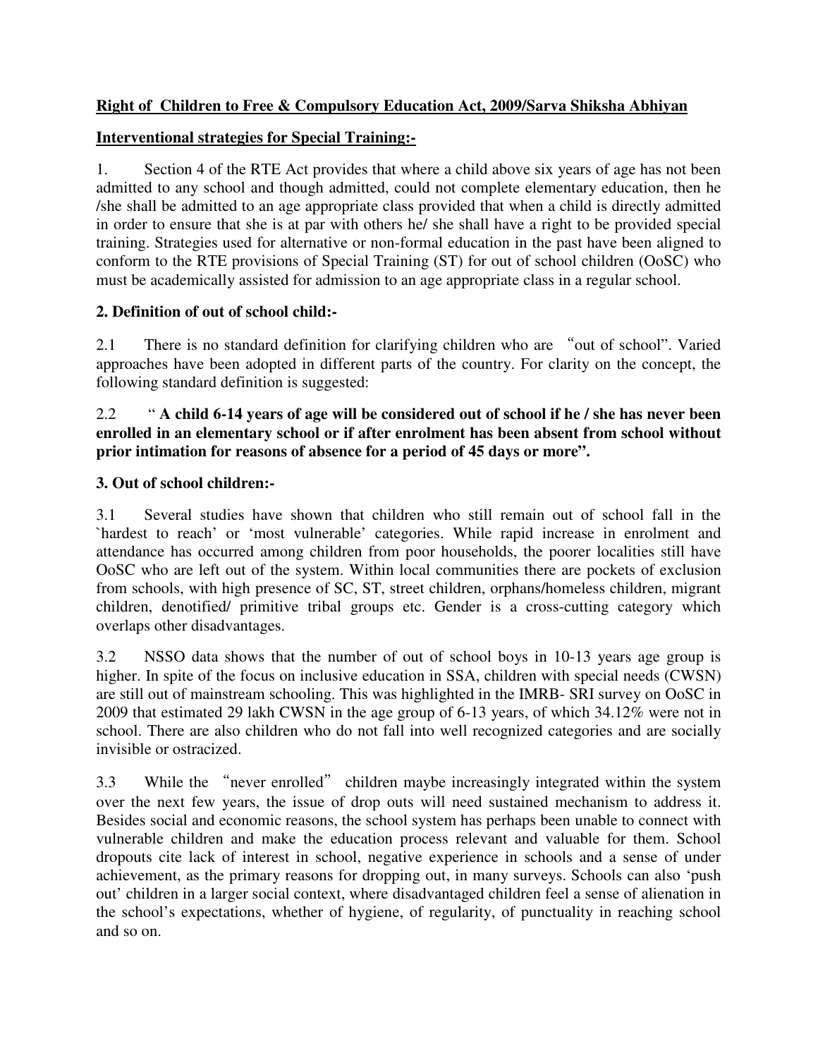**Right of Children to Free & Compulsory Education Act, 2009/Sarva Shiksha Abhiyan**

**Interventional strategies for Special Training:-**

1. Section 4 of the RTE Act provides that where a child above six years of age has not been admitted to any school and though admitted, could not complete elementary education, then he /she shall be admitted to an age appropriate class provided that when a child is directly admitted in order to ensure that she is at par with others he/ she shall have a right to be provided special training. Strategies used for alternative or non-formal education in the past have been aligned to conform to the RTE provisions of Special Training (ST) for out of school children (OoSC) who must be academically assisted for admission to an age appropriate class in a regular school.

**2. Definition of out of school child:-**

2.1 There is no standard definition for clarifying children who are "out of school". Varied approaches have been adopted in different parts of the country. For clarity on the concept, the following standard definition is suggested:

2.2 " **A child 6-14 years of age will be considered out of school if he / she has never been enrolled in an elementary school or if after enrolment has been absent from school without prior intimation for reasons of absence for a period of 45 days or more".**

**3. Out of school children:-**

3.1 Several studies have shown that children who still remain out of school fall in the `hardest to reach' or 'most vulnerable' categories. While rapid increase in enrolment and attendance has occurred among children from poor households, the poorer localities still have OoSC who are left out of the system. Within local communities there are pockets of exclusion from schools, with high presence of SC, ST, street children, orphans/homeless children, migrant children, denotified/ primitive tribal groups etc. Gender is a cross-cutting category which overlaps other disadvantages.

3.2 NSSO data shows that the number of out of school boys in 10-13 years age group is higher. In spite of the focus on inclusive education in SSA, children with special needs (CWSN) are still out of mainstream schooling. This was highlighted in the IMRB- SRI survey on OoSC in 2009 that estimated 29 lakh CWSN in the age group of 6-13 years, of which 34.12% were not in school. There are also children who do not fall into well recognized categories and are socially invisible or ostracized.

3.3 While the "never enrolled" children maybe increasingly integrated within the system over the next few years, the issue of drop outs will need sustained mechanism to address it. Besides social and economic reasons, the school system has perhaps been unable to connect with vulnerable children and make the education process relevant and valuable for them. School dropouts cite lack of interest in school, negative experience in schools and a sense of under achievement, as the primary reasons for dropping out, in many surveys. Schools can also 'push out' children in a larger social context, where disadvantaged children feel a sense of alienation in the school's expectations, whether of hygiene, of regularity, of punctuality in reaching school and so on.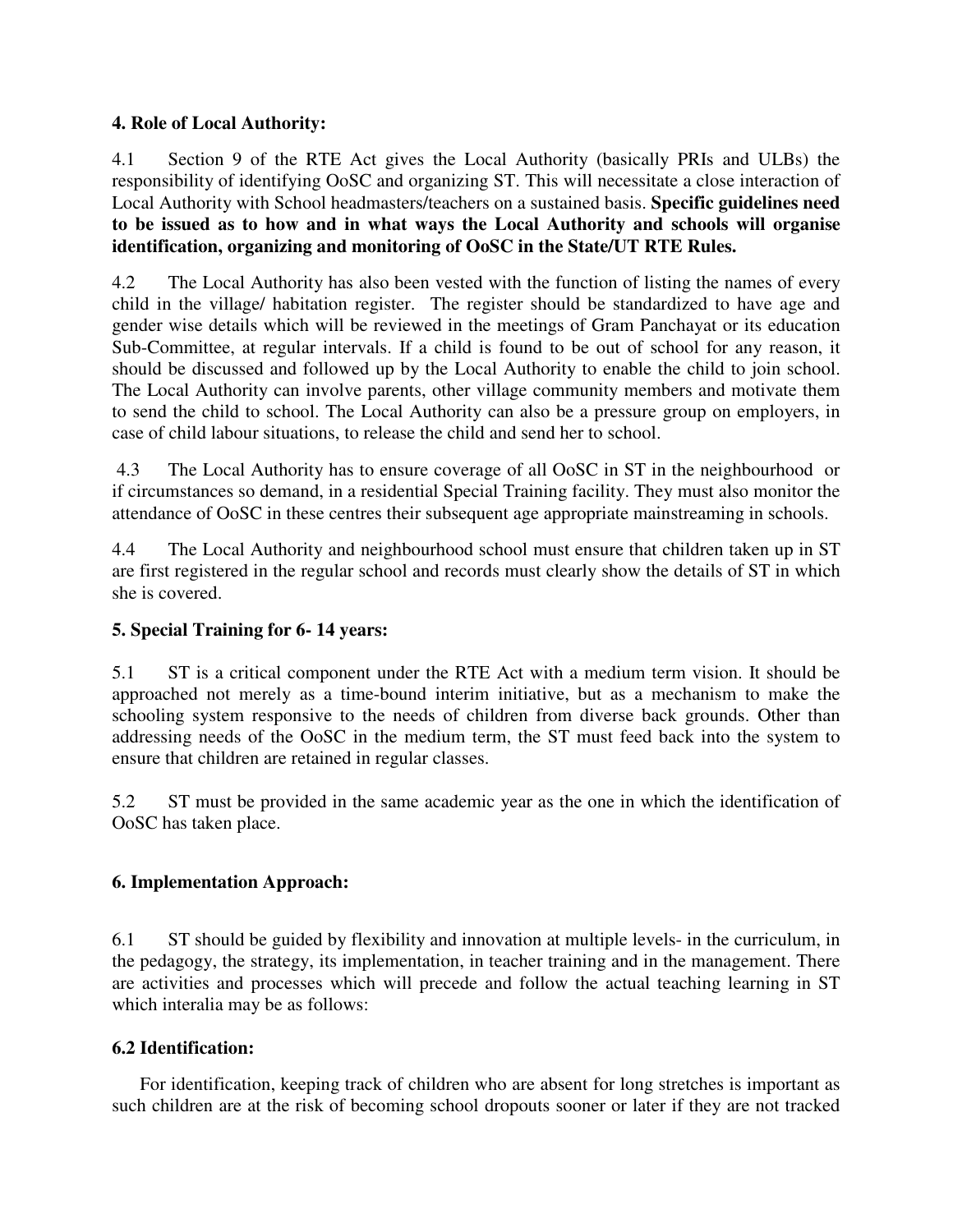## 4. Role of Local Authority:

4.1 Section 9 of the RTE Act gives the Local Authority (basically PRIs and ULBs) the responsibility of identifying OoSC and organizing ST. This will necessitate a close interaction of Local Authority with School headmasters/teachers on a sustained basis. **Specific guidelines need to be issued as to how and in what ways the Local Authority and schools will organise identification, organizing and monitoring of OoSC in the State/UT RTE Rules.**

4.2 The Local Authority has also been vested with the function of listing the names of every child in the village/ habitation register. The register should be standardized to have age and gender wise details which will be reviewed in the meetings of Gram Panchayat or its education Sub-Committee, at regular intervals. If a child is found to be out of school for any reason, it should be discussed and followed up by the Local Authority to enable the child to join school. The Local Authority can involve parents, other village community members and motivate them to send the child to school. The Local Authority can also be a pressure group on employers, in case of child labour situations, to release the child and send her to school.

4.3 The Local Authority has to ensure coverage of all OoSC in ST in the neighbourhood or if circumstances so demand, in a residential Special Training facility. They must also monitor the attendance of OoSC in these centres their subsequent age appropriate mainstreaming in schools.

4.4 The Local Authority and neighbourhood school must ensure that children taken up in ST are first registered in the regular school and records must clearly show the details of ST in which she is covered.

## 5. Special Training for 6- 14 years:

5.1 ST is a critical component under the RTE Act with a medium term vision. It should be approached not merely as a time-bound interim initiative, but as a mechanism to make the schooling system responsive to the needs of children from diverse back grounds. Other than addressing needs of the OoSC in the medium term, the ST must feed back into the system to ensure that children are retained in regular classes.

5.2 ST must be provided in the same academic year as the one in which the identification of OoSC has taken place.

## 6. Implementation Approach:

6.1 ST should be guided by flexibility and innovation at multiple levels- in the curriculum, in the pedagogy, the strategy, its implementation, in teacher training and in the management. There are activities and processes which will precede and follow the actual teaching learning in ST which interalia may be as follows:

### 6.2 Identification:

For identification, keeping track of children who are absent for long stretches is important as such children are at the risk of becoming school dropouts sooner or later if they are not tracked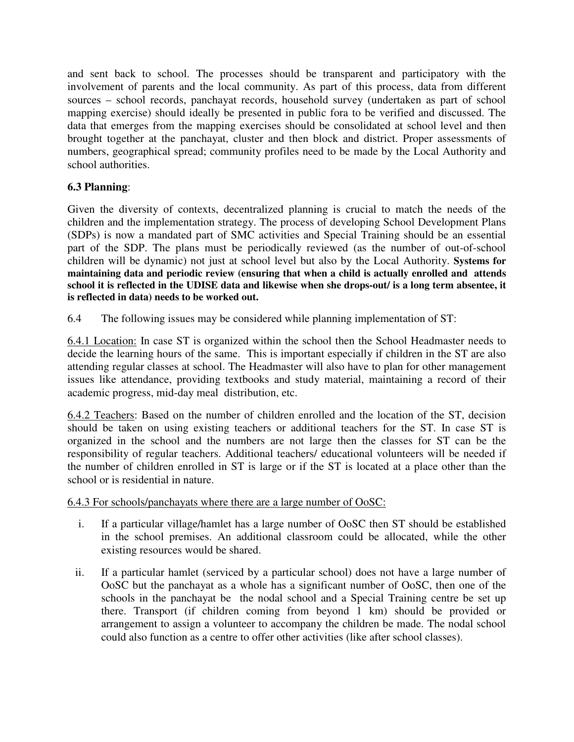and sent back to school. The processes should be transparent and participatory with the involvement of parents and the local community. As part of this process, data from different sources – school records, panchayat records, household survey (undertaken as part of school mapping exercise) should ideally be presented in public fora to be verified and discussed. The data that emerges from the mapping exercises should be consolidated at school level and then brought together at the panchayat, cluster and then block and district. Proper assessments of numbers, geographical spread; community profiles need to be made by the Local Authority and school authorities.

**6.3 Planning**:

Given the diversity of contexts, decentralized planning is crucial to match the needs of the children and the implementation strategy. The process of developing School Development Plans (SDPs) is now a mandated part of SMC activities and Special Training should be an essential part of the SDP. The plans must be periodically reviewed (as the number of out-of-school children will be dynamic) not just at school level but also by the Local Authority. **Systems for maintaining data and periodic review (ensuring that when a child is actually enrolled and attends school it is reflected in the UDISE data and likewise when she drops-out/ is a long term absentee, it is reflected in data) needs to be worked out.**

6.4 The following issues may be considered while planning implementation of ST:

<u>6.4.1 Location:</u> In case ST is organized within the school then the School Headmaster needs to decide the learning hours of the same. This is important especially if children in the ST are also attending regular classes at school. The Headmaster will also have to plan for other management issues like attendance, providing textbooks and study material, maintaining a record of their academic progress, mid-day meal distribution, etc.

<u>6.4.2 Teachers</u>: Based on the number of children enrolled and the location of the ST, decision should be taken on using existing teachers or additional teachers for the ST. In case ST is organized in the school and the numbers are not large then the classes for ST can be the responsibility of regular teachers. Additional teachers/ educational volunteers will be needed if the number of children enrolled in ST is large or if the ST is located at a place other than the school or is residential in nature.

<u>6.4.3 For schools/panchayats where there are a large number of OoSC:</u>

i. If a particular village/hamlet has a large number of OoSC then ST should be established in the school premises. An additional classroom could be allocated, while the other existing resources would be shared.

ii. If a particular hamlet (serviced by a particular school) does not have a large number of OoSC but the panchayat as a whole has a significant number of OoSC, then one of the schools in the panchayat be the nodal school and a Special Training centre be set up there. Transport (if children coming from beyond 1 km) should be provided or arrangement to assign a volunteer to accompany the children be made. The nodal school could also function as a centre to offer other activities (like after school classes).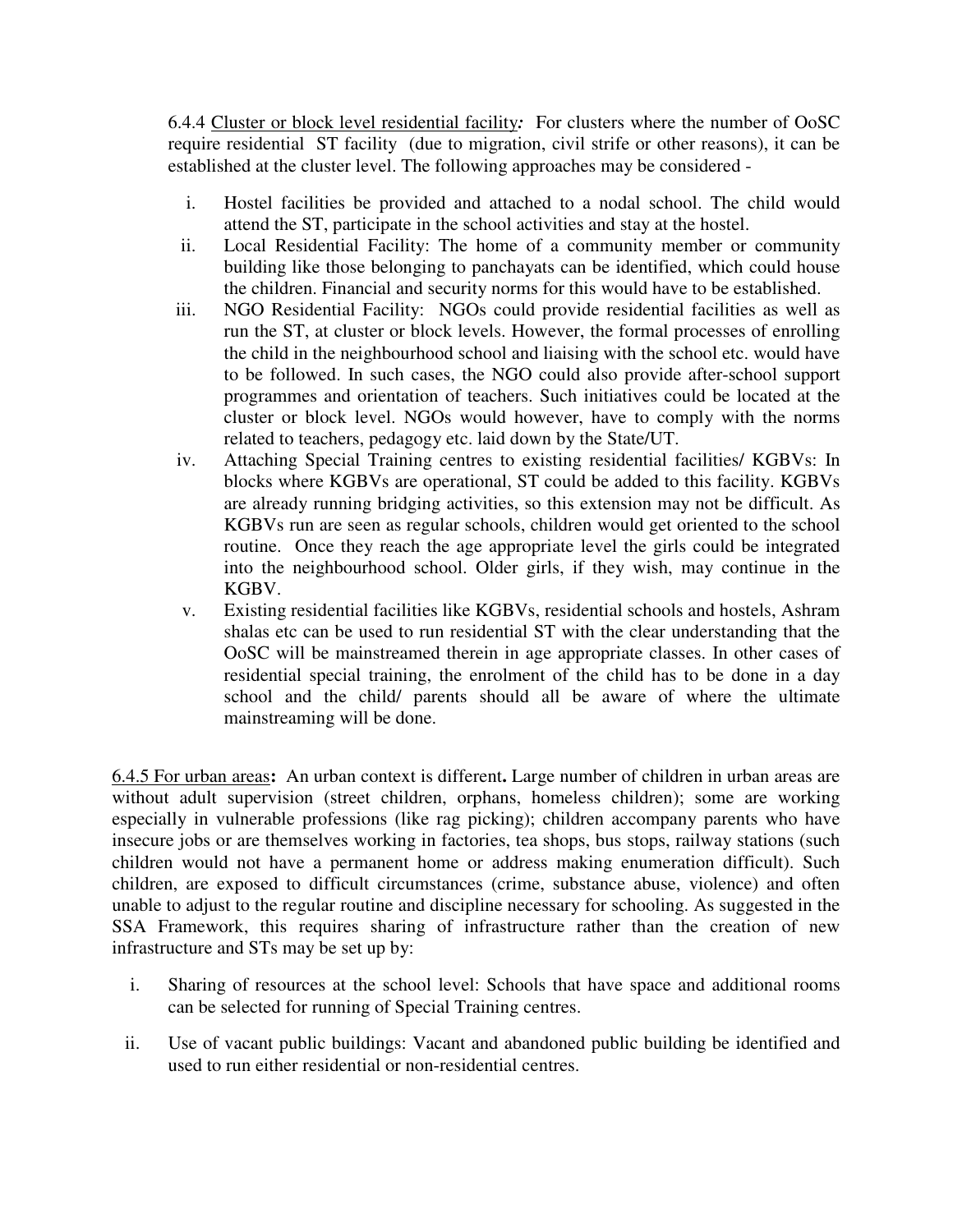6.4.4 Cluster or block level residential facility*:* For clusters where the number of OoSC require residential ST facility (due to migration, civil strife or other reasons), it can be established at the cluster level. The following approaches may be considered -

i. Hostel facilities be provided and attached to a nodal school. The child would attend the ST, participate in the school activities and stay at the hostel.
ii. Local Residential Facility: The home of a community member or community building like those belonging to panchayats can be identified, which could house the children. Financial and security norms for this would have to be established.
iii. NGO Residential Facility: NGOs could provide residential facilities as well as run the ST, at cluster or block levels. However, the formal processes of enrolling the child in the neighbourhood school and liaising with the school etc. would have to be followed. In such cases, the NGO could also provide after-school support programmes and orientation of teachers. Such initiatives could be located at the cluster or block level. NGOs would however, have to comply with the norms related to teachers, pedagogy etc. laid down by the State/UT.
iv. Attaching Special Training centres to existing residential facilities/ KGBVs: In blocks where KGBVs are operational, ST could be added to this facility. KGBVs are already running bridging activities, so this extension may not be difficult. As KGBVs run are seen as regular schools, children would get oriented to the school routine. Once they reach the age appropriate level the girls could be integrated into the neighbourhood school. Older girls, if they wish, may continue in the KGBV.
v. Existing residential facilities like KGBVs, residential schools and hostels, Ashram shalas etc can be used to run residential ST with the clear understanding that the OoSC will be mainstreamed therein in age appropriate classes. In other cases of residential special training, the enrolment of the child has to be done in a day school and the child/ parents should all be aware of where the ultimate mainstreaming will be done.

6.4.5 For urban areas**:** An urban context is different**.** Large number of children in urban areas are without adult supervision (street children, orphans, homeless children); some are working especially in vulnerable professions (like rag picking); children accompany parents who have insecure jobs or are themselves working in factories, tea shops, bus stops, railway stations (such children would not have a permanent home or address making enumeration difficult). Such children, are exposed to difficult circumstances (crime, substance abuse, violence) and often unable to adjust to the regular routine and discipline necessary for schooling. As suggested in the SSA Framework, this requires sharing of infrastructure rather than the creation of new infrastructure and STs may be set up by:

i. Sharing of resources at the school level: Schools that have space and additional rooms can be selected for running of Special Training centres.
ii. Use of vacant public buildings: Vacant and abandoned public building be identified and used to run either residential or non-residential centres.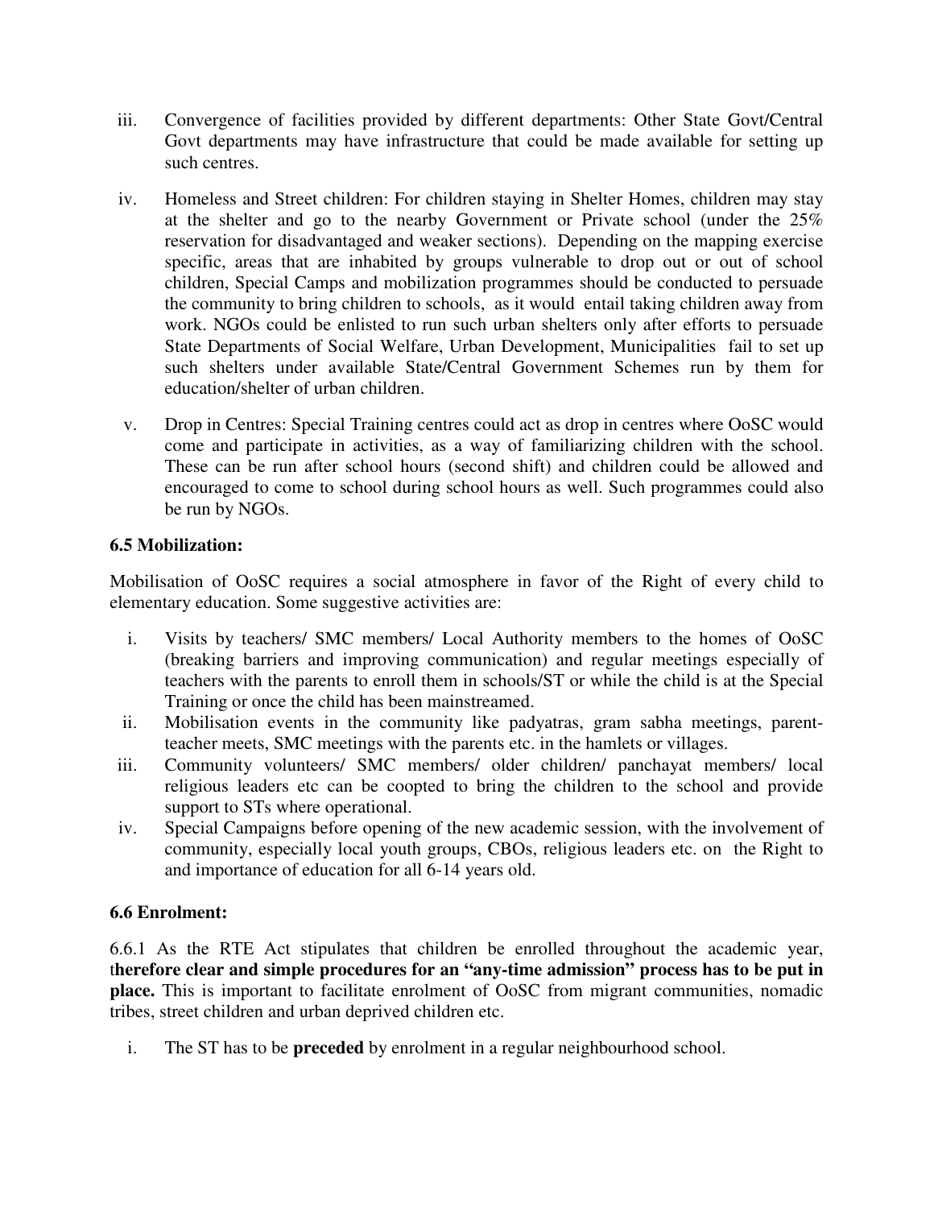iii. Convergence of facilities provided by different departments: Other State Govt/Central Govt departments may have infrastructure that could be made available for setting up such centres.

iv. Homeless and Street children: For children staying in Shelter Homes, children may stay at the shelter and go to the nearby Government or Private school (under the 25% reservation for disadvantaged and weaker sections). Depending on the mapping exercise specific, areas that are inhabited by groups vulnerable to drop out or out of school children, Special Camps and mobilization programmes should be conducted to persuade the community to bring children to schools, as it would entail taking children away from work. NGOs could be enlisted to run such urban shelters only after efforts to persuade State Departments of Social Welfare, Urban Development, Municipalities fail to set up such shelters under available State/Central Government Schemes run by them for education/shelter of urban children.

v. Drop in Centres: Special Training centres could act as drop in centres where OoSC would come and participate in activities, as a way of familiarizing children with the school. These can be run after school hours (second shift) and children could be allowed and encouraged to come to school during school hours as well. Such programmes could also be run by NGOs.

**6.5 Mobilization:**

Mobilisation of OoSC requires a social atmosphere in favor of the Right of every child to elementary education. Some suggestive activities are:

i. Visits by teachers/ SMC members/ Local Authority members to the homes of OoSC (breaking barriers and improving communication) and regular meetings especially of teachers with the parents to enroll them in schools/ST or while the child is at the Special Training or once the child has been mainstreamed.
ii. Mobilisation events in the community like padyatras, gram sabha meetings, parent-teacher meets, SMC meetings with the parents etc. in the hamlets or villages.
iii. Community volunteers/ SMC members/ older children/ panchayat members/ local religious leaders etc can be coopted to bring the children to the school and provide support to STs where operational.
iv. Special Campaigns before opening of the new academic session, with the involvement of community, especially local youth groups, CBOs, religious leaders etc. on the Right to and importance of education for all 6-14 years old.

**6.6 Enrolment:**

6.6.1 As the RTE Act stipulates that children be enrolled throughout the academic year, t**herefore clear and simple procedures for an "any-time admission" process has to be put in place.** This is important to facilitate enrolment of OoSC from migrant communities, nomadic tribes, street children and urban deprived children etc.

i. The ST has to be **preceded** by enrolment in a regular neighbourhood school.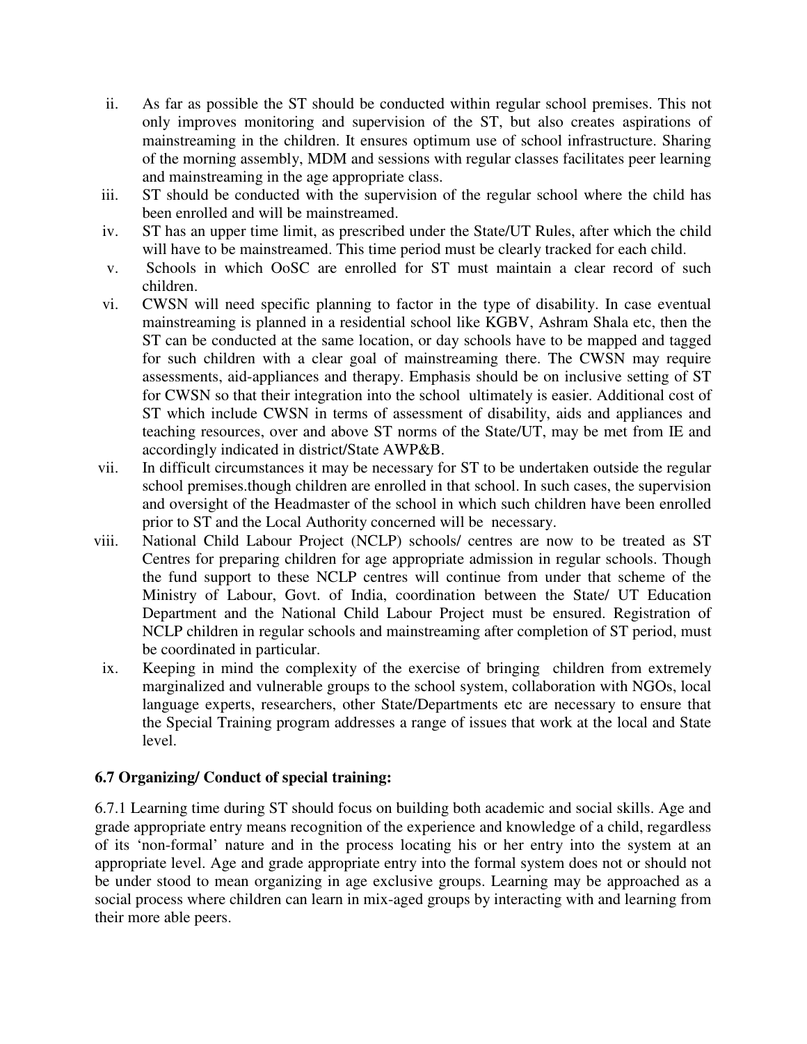ii. As far as possible the ST should be conducted within regular school premises. This not only improves monitoring and supervision of the ST, but also creates aspirations of mainstreaming in the children. It ensures optimum use of school infrastructure. Sharing of the morning assembly, MDM and sessions with regular classes facilitates peer learning and mainstreaming in the age appropriate class.

iii. ST should be conducted with the supervision of the regular school where the child has been enrolled and will be mainstreamed.

iv. ST has an upper time limit, as prescribed under the State/UT Rules, after which the child will have to be mainstreamed. This time period must be clearly tracked for each child.

v. Schools in which OoSC are enrolled for ST must maintain a clear record of such children.

vi. CWSN will need specific planning to factor in the type of disability. In case eventual mainstreaming is planned in a residential school like KGBV, Ashram Shala etc, then the ST can be conducted at the same location, or day schools have to be mapped and tagged for such children with a clear goal of mainstreaming there. The CWSN may require assessments, aid-appliances and therapy. Emphasis should be on inclusive setting of ST for CWSN so that their integration into the school ultimately is easier. Additional cost of ST which include CWSN in terms of assessment of disability, aids and appliances and teaching resources, over and above ST norms of the State/UT, may be met from IE and accordingly indicated in district/State AWP&B.

vii. In difficult circumstances it may be necessary for ST to be undertaken outside the regular school premises.though children are enrolled in that school. In such cases, the supervision and oversight of the Headmaster of the school in which such children have been enrolled prior to ST and the Local Authority concerned will be necessary.

viii. National Child Labour Project (NCLP) schools/ centres are now to be treated as ST Centres for preparing children for age appropriate admission in regular schools. Though the fund support to these NCLP centres will continue from under that scheme of the Ministry of Labour, Govt. of India, coordination between the State/ UT Education Department and the National Child Labour Project must be ensured. Registration of NCLP children in regular schools and mainstreaming after completion of ST period, must be coordinated in particular.

ix. Keeping in mind the complexity of the exercise of bringing children from extremely marginalized and vulnerable groups to the school system, collaboration with NGOs, local language experts, researchers, other State/Departments etc are necessary to ensure that the Special Training program addresses a range of issues that work at the local and State level.

### 6.7 Organizing/ Conduct of special training:

6.7.1 Learning time during ST should focus on building both academic and social skills. Age and grade appropriate entry means recognition of the experience and knowledge of a child, regardless of its 'non-formal' nature and in the process locating his or her entry into the system at an appropriate level. Age and grade appropriate entry into the formal system does not or should not be under stood to mean organizing in age exclusive groups. Learning may be approached as a social process where children can learn in mix-aged groups by interacting with and learning from their more able peers.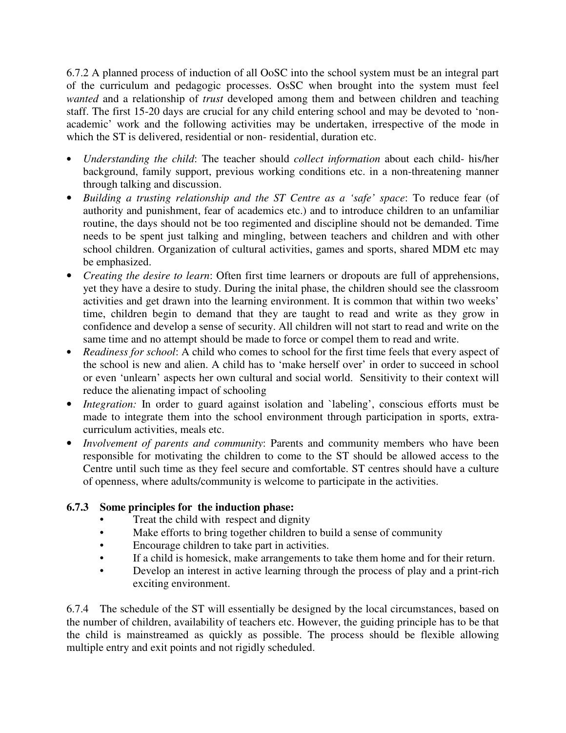6.7.2 A planned process of induction of all OoSC into the school system must be an integral part of the curriculum and pedagogic processes. OsSC when brought into the system must feel *wanted* and a relationship of *trust* developed among them and between children and teaching staff. The first 15-20 days are crucial for any child entering school and may be devoted to 'non-academic' work and the following activities may be undertaken, irrespective of the mode in which the ST is delivered, residential or non- residential, duration etc.

- *Understanding the child*: The teacher should *collect information* about each child- his/her background, family support, previous working conditions etc. in a non-threatening manner through talking and discussion.
- *Building a trusting relationship and the ST Centre as a 'safe' space*: To reduce fear (of authority and punishment, fear of academics etc.) and to introduce children to an unfamiliar routine, the days should not be too regimented and discipline should not be demanded. Time needs to be spent just talking and mingling, between teachers and children and with other school children. Organization of cultural activities, games and sports, shared MDM etc may be emphasized.
- *Creating the desire to learn*: Often first time learners or dropouts are full of apprehensions, yet they have a desire to study. During the inital phase, the children should see the classroom activities and get drawn into the learning environment. It is common that within two weeks' time, children begin to demand that they are taught to read and write as they grow in confidence and develop a sense of security. All children will not start to read and write on the same time and no attempt should be made to force or compel them to read and write.
- *Readiness for school*: A child who comes to school for the first time feels that every aspect of the school is new and alien. A child has to 'make herself over' in order to succeed in school or even 'unlearn' aspects her own cultural and social world. Sensitivity to their context will reduce the alienating impact of schooling
- *Integration:* In order to guard against isolation and `labeling', conscious efforts must be made to integrate them into the school environment through participation in sports, extra-curriculum activities, meals etc.
- *Involvement of parents and community*: Parents and community members who have been responsible for motivating the children to come to the ST should be allowed access to the Centre until such time as they feel secure and comfortable. ST centres should have a culture of openness, where adults/community is welcome to participate in the activities.

### 6.7.3 Some principles for the induction phase:

- Treat the child with respect and dignity
- Make efforts to bring together children to build a sense of community
- Encourage children to take part in activities.
- If a child is homesick, make arrangements to take them home and for their return.
- Develop an interest in active learning through the process of play and a print-rich exciting environment.

6.7.4 The schedule of the ST will essentially be designed by the local circumstances, based on the number of children, availability of teachers etc. However, the guiding principle has to be that the child is mainstreamed as quickly as possible. The process should be flexible allowing multiple entry and exit points and not rigidly scheduled.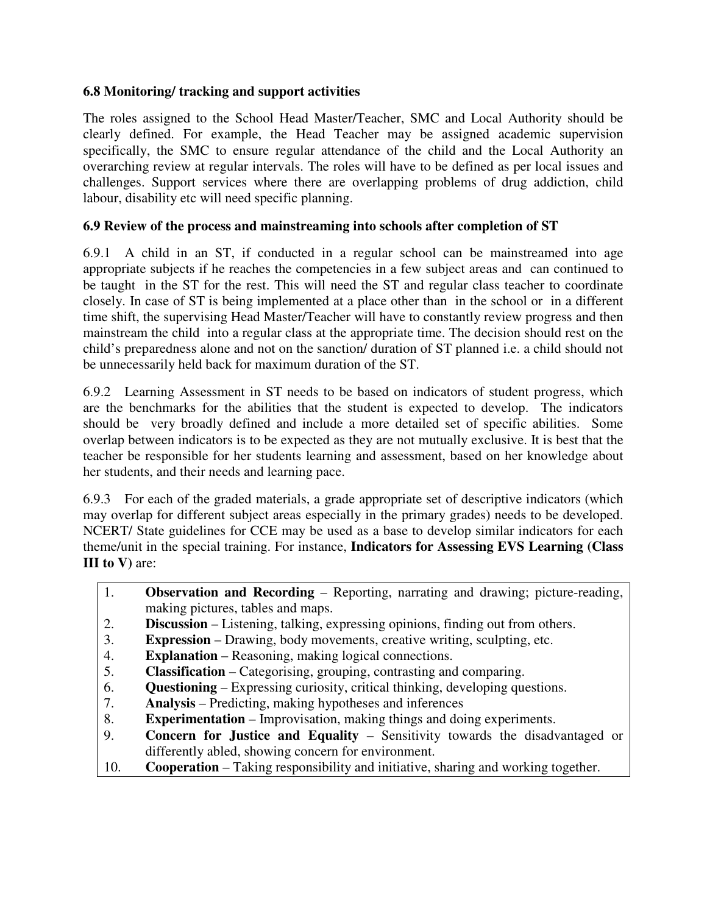### 6.8 Monitoring/ tracking and support activities

The roles assigned to the School Head Master/Teacher, SMC and Local Authority should be clearly defined. For example, the Head Teacher may be assigned academic supervision specifically, the SMC to ensure regular attendance of the child and the Local Authority an overarching review at regular intervals. The roles will have to be defined as per local issues and challenges. Support services where there are overlapping problems of drug addiction, child labour, disability etc will need specific planning.

### 6.9 Review of the process and mainstreaming into schools after completion of ST

6.9.1 A child in an ST, if conducted in a regular school can be mainstreamed into age appropriate subjects if he reaches the competencies in a few subject areas and can continued to be taught in the ST for the rest. This will need the ST and regular class teacher to coordinate closely. In case of ST is being implemented at a place other than in the school or in a different time shift, the supervising Head Master/Teacher will have to constantly review progress and then mainstream the child into a regular class at the appropriate time. The decision should rest on the child's preparedness alone and not on the sanction/ duration of ST planned i.e. a child should not be unnecessarily held back for maximum duration of the ST.

6.9.2 Learning Assessment in ST needs to be based on indicators of student progress, which are the benchmarks for the abilities that the student is expected to develop. The indicators should be very broadly defined and include a more detailed set of specific abilities. Some overlap between indicators is to be expected as they are not mutually exclusive. It is best that the teacher be responsible for her students learning and assessment, based on her knowledge about her students, and their needs and learning pace.

6.9.3 For each of the graded materials, a grade appropriate set of descriptive indicators (which may overlap for different subject areas especially in the primary grades) needs to be developed. NCERT/ State guidelines for CCE may be used as a base to develop similar indicators for each theme/unit in the special training. For instance, **Indicators for Assessing EVS Learning (Class III to V)** are:

1. **Observation and Recording** – Reporting, narrating and drawing; picture-reading, making pictures, tables and maps.
2. **Discussion** – Listening, talking, expressing opinions, finding out from others.
3. **Expression** – Drawing, body movements, creative writing, sculpting, etc.
4. **Explanation** – Reasoning, making logical connections.
5. **Classification** – Categorising, grouping, contrasting and comparing.
6. **Questioning** – Expressing curiosity, critical thinking, developing questions.
7. **Analysis** – Predicting, making hypotheses and inferences
8. **Experimentation** – Improvisation, making things and doing experiments.
9. **Concern for Justice and Equality** – Sensitivity towards the disadvantaged or differently abled, showing concern for environment.
10. **Cooperation** – Taking responsibility and initiative, sharing and working together.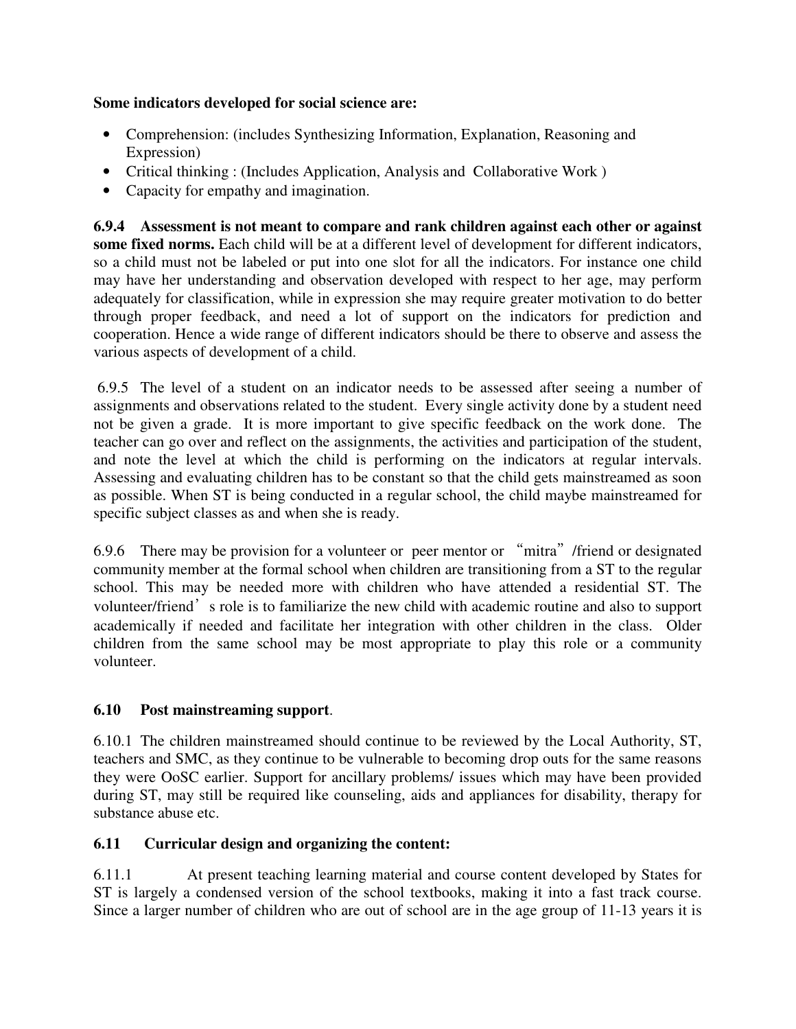**Some indicators developed for social science are:**

- Comprehension: (includes Synthesizing Information, Explanation, Reasoning and Expression)
- Critical thinking : (Includes Application, Analysis and Collaborative Work )
- Capacity for empathy and imagination.

**6.9.4 Assessment is not meant to compare and rank children against each other or against some fixed norms.** Each child will be at a different level of development for different indicators, so a child must not be labeled or put into one slot for all the indicators. For instance one child may have her understanding and observation developed with respect to her age, may perform adequately for classification, while in expression she may require greater motivation to do better through proper feedback, and need a lot of support on the indicators for prediction and cooperation. Hence a wide range of different indicators should be there to observe and assess the various aspects of development of a child.

6.9.5 The level of a student on an indicator needs to be assessed after seeing a number of assignments and observations related to the student. Every single activity done by a student need not be given a grade. It is more important to give specific feedback on the work done. The teacher can go over and reflect on the assignments, the activities and participation of the student, and note the level at which the child is performing on the indicators at regular intervals. Assessing and evaluating children has to be constant so that the child gets mainstreamed as soon as possible. When ST is being conducted in a regular school, the child maybe mainstreamed for specific subject classes as and when she is ready.

6.9.6 There may be provision for a volunteer or peer mentor or "mitra"/friend or designated community member at the formal school when children are transitioning from a ST to the regular school. This may be needed more with children who have attended a residential ST. The volunteer/friend's role is to familiarize the new child with academic routine and also to support academically if needed and facilitate her integration with other children in the class. Older children from the same school may be most appropriate to play this role or a community volunteer.

### 6.10 Post mainstreaming support.

6.10.1 The children mainstreamed should continue to be reviewed by the Local Authority, ST, teachers and SMC, as they continue to be vulnerable to becoming drop outs for the same reasons they were OoSC earlier. Support for ancillary problems/ issues which may have been provided during ST, may still be required like counseling, aids and appliances for disability, therapy for substance abuse etc.

### 6.11 Curricular design and organizing the content:

6.11.1 At present teaching learning material and course content developed by States for ST is largely a condensed version of the school textbooks, making it into a fast track course. Since a larger number of children who are out of school are in the age group of 11-13 years it is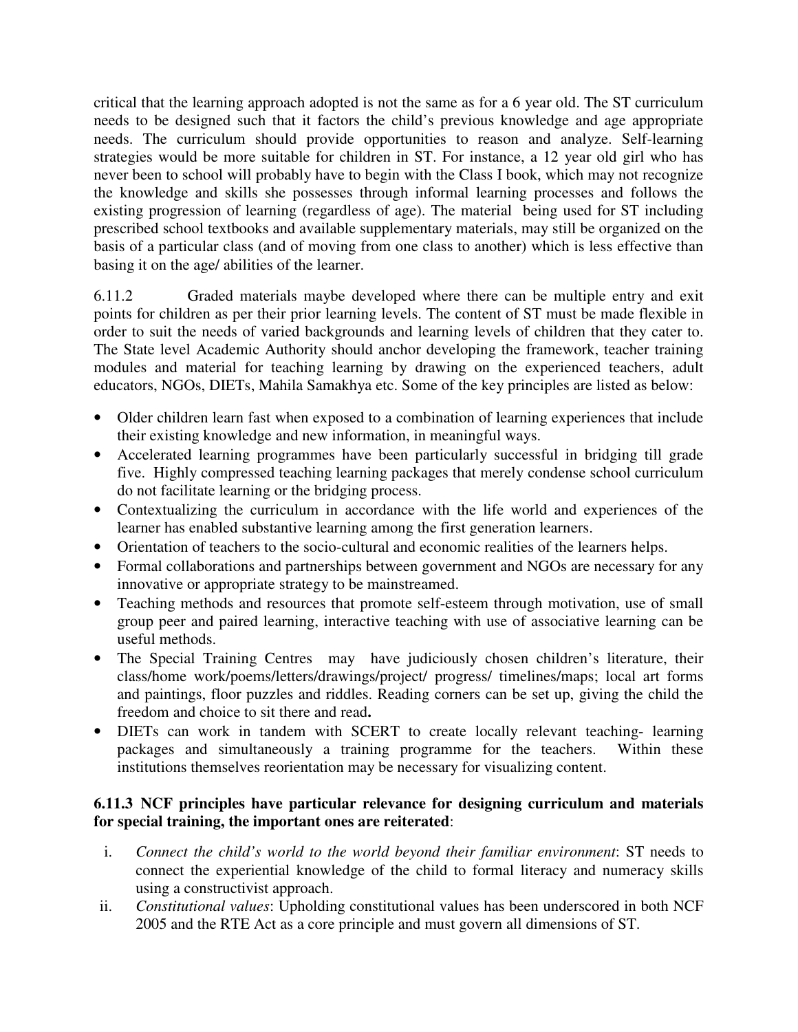critical that the learning approach adopted is not the same as for a 6 year old. The ST curriculum needs to be designed such that it factors the child's previous knowledge and age appropriate needs. The curriculum should provide opportunities to reason and analyze. Self-learning strategies would be more suitable for children in ST. For instance, a 12 year old girl who has never been to school will probably have to begin with the Class I book, which may not recognize the knowledge and skills she possesses through informal learning processes and follows the existing progression of learning (regardless of age). The material being used for ST including prescribed school textbooks and available supplementary materials, may still be organized on the basis of a particular class (and of moving from one class to another) which is less effective than basing it on the age/ abilities of the learner.

6.11.2 Graded materials maybe developed where there can be multiple entry and exit points for children as per their prior learning levels. The content of ST must be made flexible in order to suit the needs of varied backgrounds and learning levels of children that they cater to. The State level Academic Authority should anchor developing the framework, teacher training modules and material for teaching learning by drawing on the experienced teachers, adult educators, NGOs, DIETs, Mahila Samakhya etc. Some of the key principles are listed as below:

- Older children learn fast when exposed to a combination of learning experiences that include their existing knowledge and new information, in meaningful ways.
- Accelerated learning programmes have been particularly successful in bridging till grade five. Highly compressed teaching learning packages that merely condense school curriculum do not facilitate learning or the bridging process.
- Contextualizing the curriculum in accordance with the life world and experiences of the learner has enabled substantive learning among the first generation learners.
- Orientation of teachers to the socio-cultural and economic realities of the learners helps.
- Formal collaborations and partnerships between government and NGOs are necessary for any innovative or appropriate strategy to be mainstreamed.
- Teaching methods and resources that promote self-esteem through motivation, use of small group peer and paired learning, interactive teaching with use of associative learning can be useful methods.
- The Special Training Centres may have judiciously chosen children's literature, their class/home work/poems/letters/drawings/project/ progress/ timelines/maps; local art forms and paintings, floor puzzles and riddles. Reading corners can be set up, giving the child the freedom and choice to sit there and read**.**
- DIETs can work in tandem with SCERT to create locally relevant teaching- learning packages and simultaneously a training programme for the teachers. Within these institutions themselves reorientation may be necessary for visualizing content.

**6.11.3 NCF principles have particular relevance for designing curriculum and materials for special training, the important ones are reiterated**:

i. *Connect the child's world to the world beyond their familiar environment*: ST needs to connect the experiential knowledge of the child to formal literacy and numeracy skills using a constructivist approach.
ii. *Constitutional values*: Upholding constitutional values has been underscored in both NCF 2005 and the RTE Act as a core principle and must govern all dimensions of ST.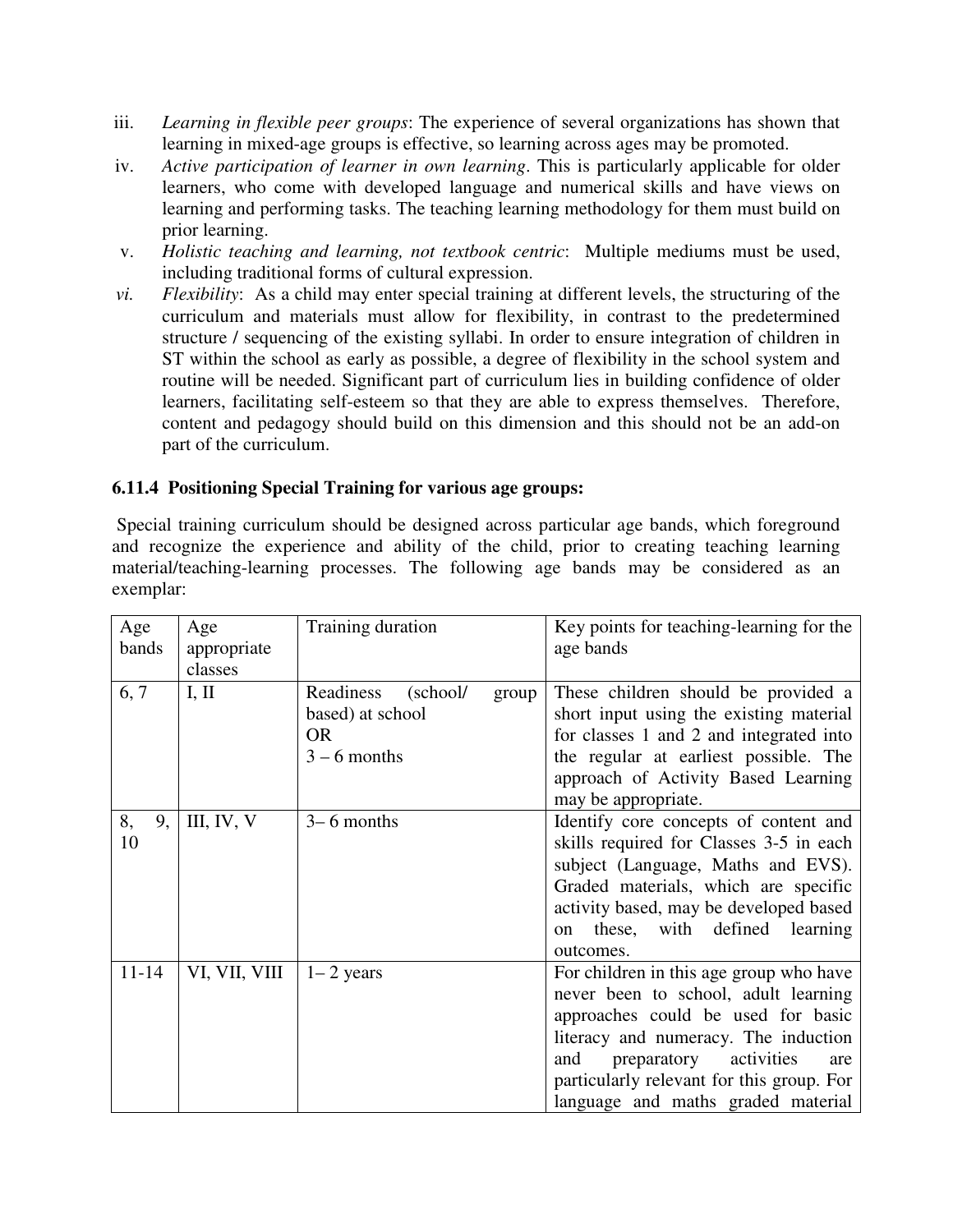iii. *Learning in flexible peer groups*: The experience of several organizations has shown that learning in mixed-age groups is effective, so learning across ages may be promoted.

iv. *Active participation of learner in own learning*. This is particularly applicable for older learners, who come with developed language and numerical skills and have views on learning and performing tasks. The teaching learning methodology for them must build on prior learning.

v. *Holistic teaching and learning, not textbook centric*: Multiple mediums must be used, including traditional forms of cultural expression.

*vi.* *Flexibility*: As a child may enter special training at different levels, the structuring of the curriculum and materials must allow for flexibility, in contrast to the predetermined structure / sequencing of the existing syllabi. In order to ensure integration of children in ST within the school as early as possible, a degree of flexibility in the school system and routine will be needed. Significant part of curriculum lies in building confidence of older learners, facilitating self-esteem so that they are able to express themselves. Therefore, content and pedagogy should build on this dimension and this should not be an add-on part of the curriculum.

### 6.11.4 Positioning Special Training for various age groups:

Special training curriculum should be designed across particular age bands, which foreground and recognize the experience and ability of the child, prior to creating teaching learning material/teaching-learning processes. The following age bands may be considered as an exemplar:

| Age bands | Age appropriate classes | Training duration | Key points for teaching-learning for the age bands |
|---|---|---|---|
| 6, 7 | I, II | Readiness (school/ group based) at school<br>OR<br>3 – 6 months | These children should be provided a short input using the existing material for classes 1 and 2 and integrated into the regular at earliest possible. The approach of Activity Based Learning may be appropriate. |
| 8, 9, 10 | III, IV, V | 3– 6 months | Identify core concepts of content and skills required for Classes 3-5 in each subject (Language, Maths and EVS). Graded materials, which are specific activity based, may be developed based on these, with defined learning outcomes. |
| 11-14 | VI, VII, VIII | 1– 2 years | For children in this age group who have never been to school, adult learning approaches could be used for basic literacy and numeracy. The induction and preparatory activities are particularly relevant for this group. For language and maths graded material |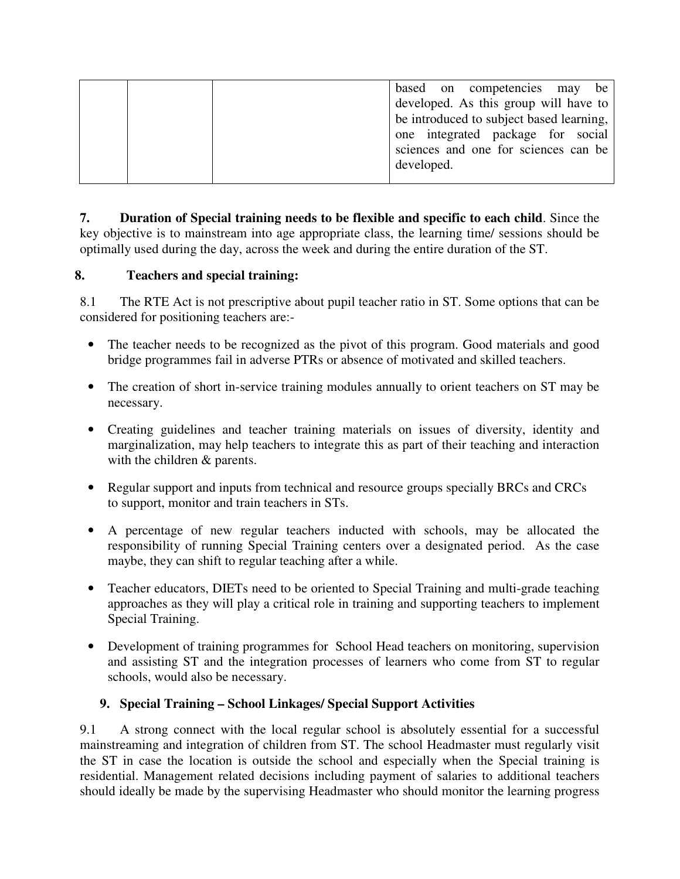|  |  |  | based on competencies may be developed. As this group will have to be introduced to subject based learning, one integrated package for social sciences and one for sciences can be developed. |
|---|---|---|---|

**7. Duration of Special training needs to be flexible and specific to each child**. Since the key objective is to mainstream into age appropriate class, the learning time/ sessions should be optimally used during the day, across the week and during the entire duration of the ST.

**8. Teachers and special training:**

8.1 The RTE Act is not prescriptive about pupil teacher ratio in ST. Some options that can be considered for positioning teachers are:-

- The teacher needs to be recognized as the pivot of this program. Good materials and good bridge programmes fail in adverse PTRs or absence of motivated and skilled teachers.
- The creation of short in-service training modules annually to orient teachers on ST may be necessary.
- Creating guidelines and teacher training materials on issues of diversity, identity and marginalization, may help teachers to integrate this as part of their teaching and interaction with the children & parents.
- Regular support and inputs from technical and resource groups specially BRCs and CRCs to support, monitor and train teachers in STs.
- A percentage of new regular teachers inducted with schools, may be allocated the responsibility of running Special Training centers over a designated period. As the case maybe, they can shift to regular teaching after a while.
- Teacher educators, DIETs need to be oriented to Special Training and multi-grade teaching approaches as they will play a critical role in training and supporting teachers to implement Special Training.
- Development of training programmes for School Head teachers on monitoring, supervision and assisting ST and the integration processes of learners who come from ST to regular schools, would also be necessary.

**9. Special Training – School Linkages/ Special Support Activities**

9.1 A strong connect with the local regular school is absolutely essential for a successful mainstreaming and integration of children from ST. The school Headmaster must regularly visit the ST in case the location is outside the school and especially when the Special training is residential. Management related decisions including payment of salaries to additional teachers should ideally be made by the supervising Headmaster who should monitor the learning progress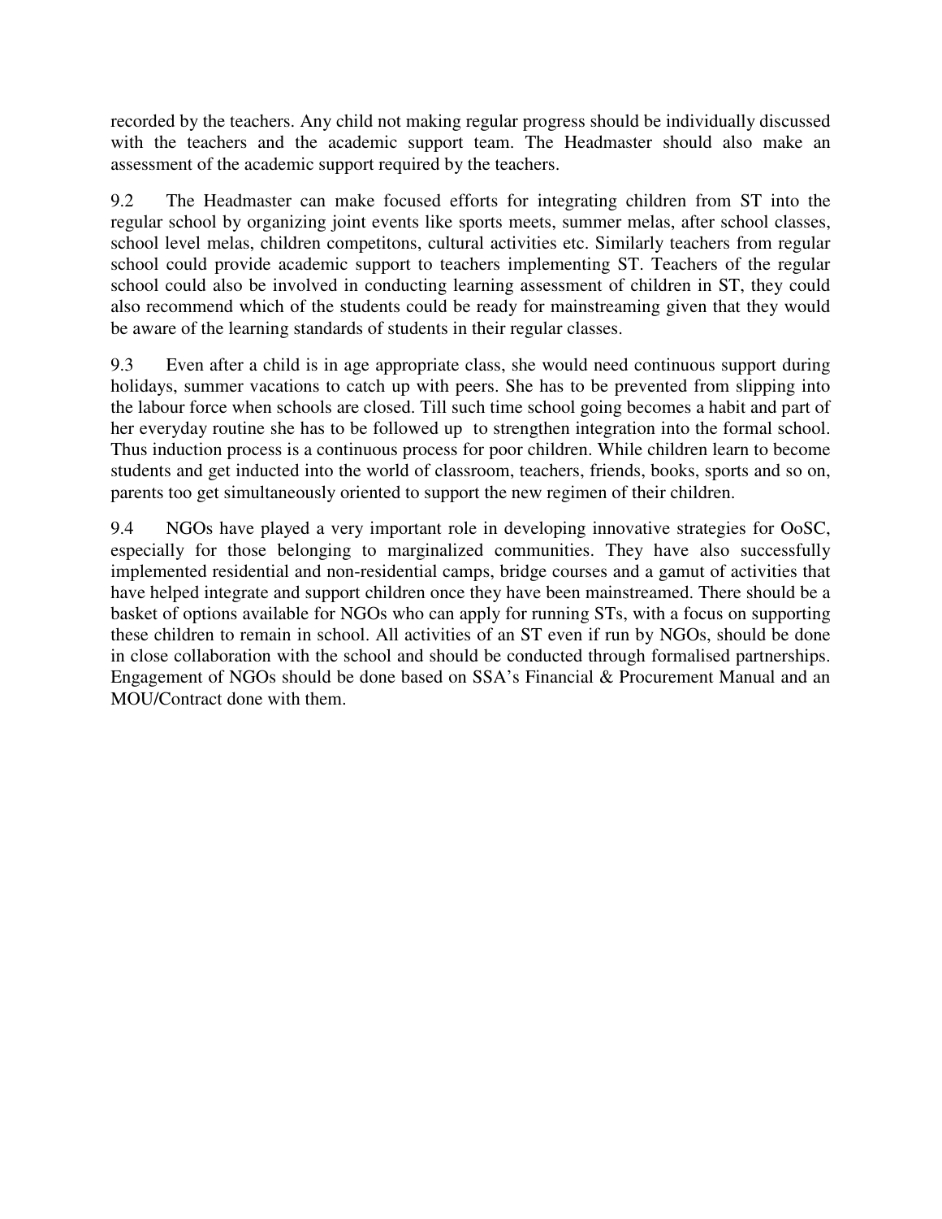recorded by the teachers. Any child not making regular progress should be individually discussed with the teachers and the academic support team. The Headmaster should also make an assessment of the academic support required by the teachers.

9.2 The Headmaster can make focused efforts for integrating children from ST into the regular school by organizing joint events like sports meets, summer melas, after school classes, school level melas, children competitons, cultural activities etc. Similarly teachers from regular school could provide academic support to teachers implementing ST. Teachers of the regular school could also be involved in conducting learning assessment of children in ST, they could also recommend which of the students could be ready for mainstreaming given that they would be aware of the learning standards of students in their regular classes.

9.3 Even after a child is in age appropriate class, she would need continuous support during holidays, summer vacations to catch up with peers. She has to be prevented from slipping into the labour force when schools are closed. Till such time school going becomes a habit and part of her everyday routine she has to be followed up to strengthen integration into the formal school. Thus induction process is a continuous process for poor children. While children learn to become students and get inducted into the world of classroom, teachers, friends, books, sports and so on, parents too get simultaneously oriented to support the new regimen of their children.

9.4 NGOs have played a very important role in developing innovative strategies for OoSC, especially for those belonging to marginalized communities. They have also successfully implemented residential and non-residential camps, bridge courses and a gamut of activities that have helped integrate and support children once they have been mainstreamed. There should be a basket of options available for NGOs who can apply for running STs, with a focus on supporting these children to remain in school. All activities of an ST even if run by NGOs, should be done in close collaboration with the school and should be conducted through formalised partnerships. Engagement of NGOs should be done based on SSA's Financial & Procurement Manual and an MOU/Contract done with them.